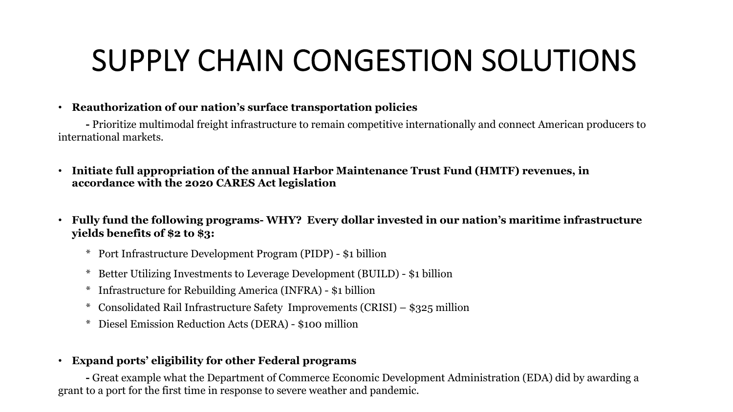# SUPPLY CHAIN CONGESTION SOLUTIONS

- **Reauthorization of our nation's surface transportation policies**

  **-** Prioritize multimodal freight infrastructure to remain competitive internationally and connect American producers to international markets.

- **Initiate full appropriation of the annual Harbor Maintenance Trust Fund (HMTF) revenues, in accordance with the 2020 CARES Act legislation**

- **Fully fund the following programs- WHY? Every dollar invested in our nation's maritime infrastructure yields benefits of $2 to $3:**

  * Port Infrastructure Development Program (PIDP) - $1 billion
  * Better Utilizing Investments to Leverage Development (BUILD) - $1 billion
  * Infrastructure for Rebuilding America (INFRA) - $1 billion
  * Consolidated Rail Infrastructure Safety Improvements (CRISI) – $325 million
  * Diesel Emission Reduction Acts (DERA) - $100 million

- **Expand ports' eligibility for other Federal programs**

  **-** Great example what the Department of Commerce Economic Development Administration (EDA) did by awarding a grant to a port for the first time in response to severe weather and pandemic.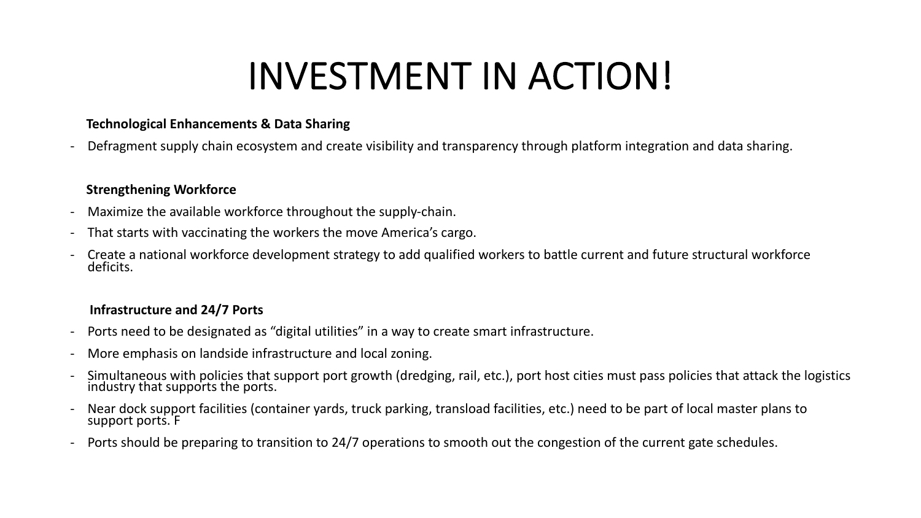# INVESTMENT IN ACTION!

**Technological Enhancements & Data Sharing**

- Defragment supply chain ecosystem and create visibility and transparency through platform integration and data sharing.

**Strengthening Workforce**

- Maximize the available workforce throughout the supply-chain.
- That starts with vaccinating the workers the move America's cargo.
- Create a national workforce development strategy to add qualified workers to battle current and future structural workforce deficits.

**Infrastructure and 24/7 Ports**

- Ports need to be designated as "digital utilities" in a way to create smart infrastructure.
- More emphasis on landside infrastructure and local zoning.
- Simultaneous with policies that support port growth (dredging, rail, etc.), port host cities must pass policies that attack the logistics industry that supports the ports.
- Near dock support facilities (container yards, truck parking, transload facilities, etc.) need to be part of local master plans to support ports. F
- Ports should be preparing to transition to 24/7 operations to smooth out the congestion of the current gate schedules.